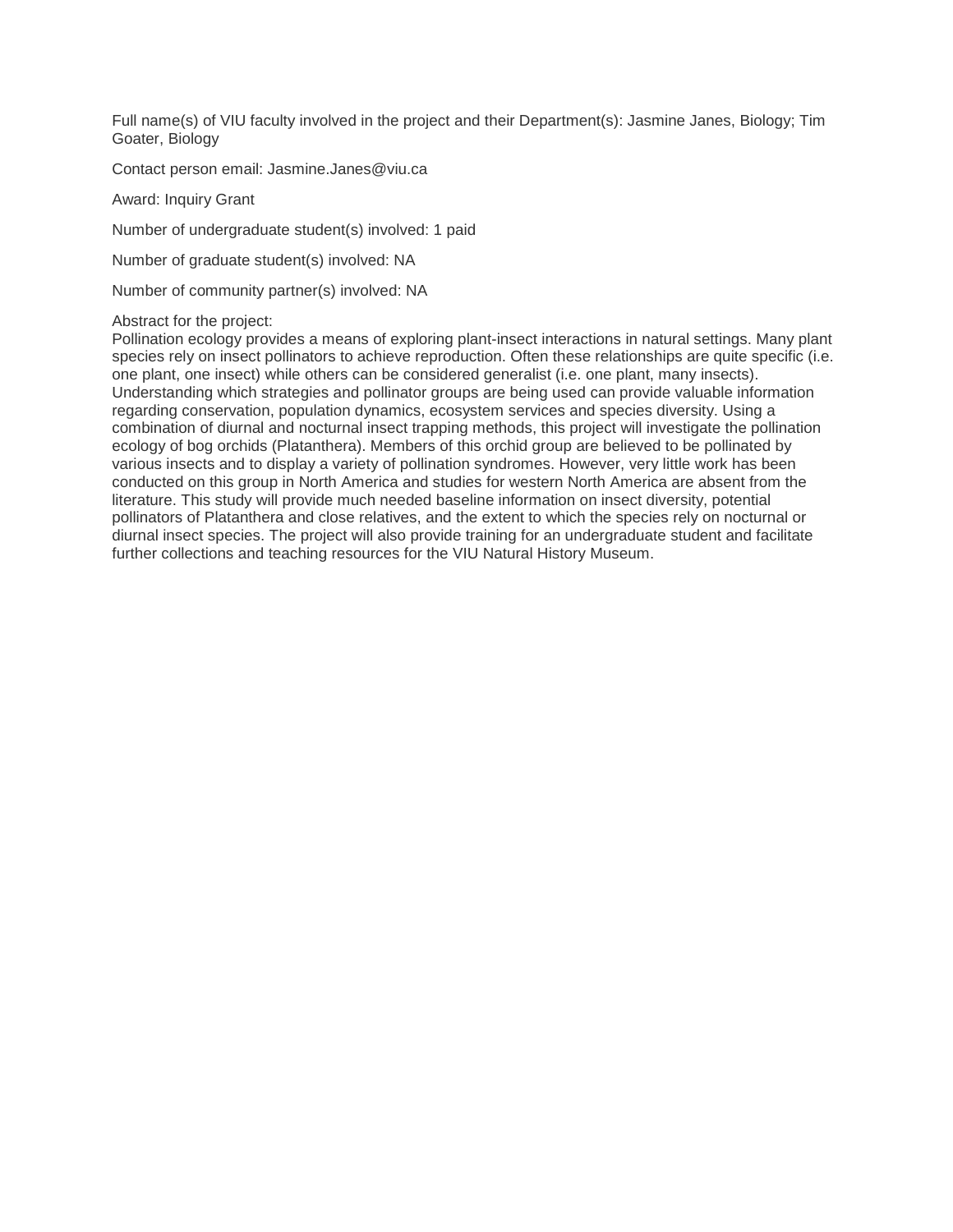Full name(s) of VIU faculty involved in the project and their Department(s): Jasmine Janes, Biology; Tim Goater, Biology

Contact person email: Jasmine.Janes@viu.ca

Award: Inquiry Grant

Number of undergraduate student(s) involved: 1 paid

Number of graduate student(s) involved: NA

Number of community partner(s) involved: NA

Abstract for the project:
Pollination ecology provides a means of exploring plant-insect interactions in natural settings. Many plant species rely on insect pollinators to achieve reproduction. Often these relationships are quite specific (i.e. one plant, one insect) while others can be considered generalist (i.e. one plant, many insects). Understanding which strategies and pollinator groups are being used can provide valuable information regarding conservation, population dynamics, ecosystem services and species diversity. Using a combination of diurnal and nocturnal insect trapping methods, this project will investigate the pollination ecology of bog orchids (Platanthera). Members of this orchid group are believed to be pollinated by various insects and to display a variety of pollination syndromes. However, very little work has been conducted on this group in North America and studies for western North America are absent from the literature. This study will provide much needed baseline information on insect diversity, potential pollinators of Platanthera and close relatives, and the extent to which the species rely on nocturnal or diurnal insect species. The project will also provide training for an undergraduate student and facilitate further collections and teaching resources for the VIU Natural History Museum.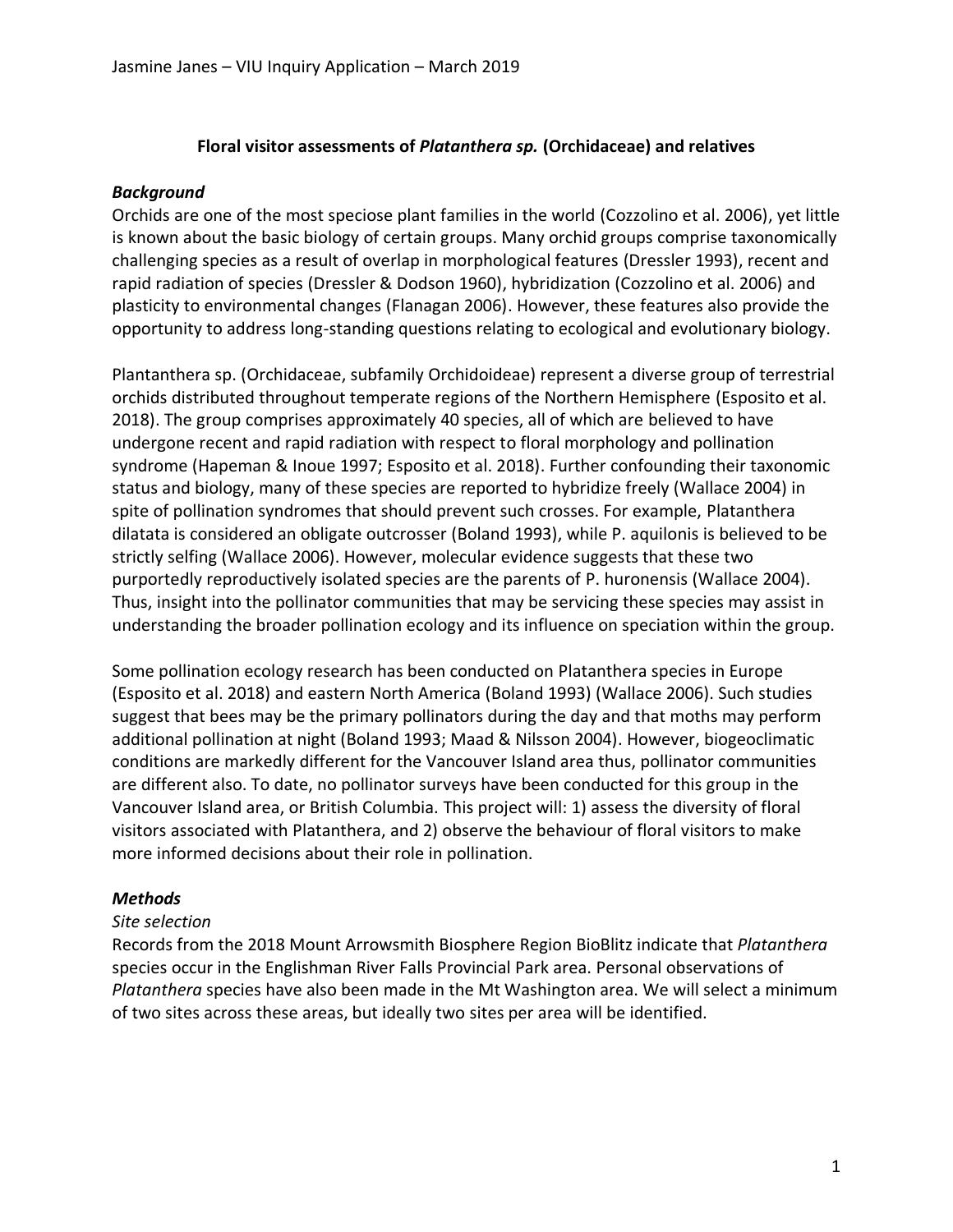## Floral visitor assessments of *Platanthera sp.* (Orchidaceae) and relatives

### *Background*

Orchids are one of the most speciose plant families in the world (Cozzolino et al. 2006), yet little is known about the basic biology of certain groups. Many orchid groups comprise taxonomically challenging species as a result of overlap in morphological features (Dressler 1993), recent and rapid radiation of species (Dressler & Dodson 1960), hybridization (Cozzolino et al. 2006) and plasticity to environmental changes (Flanagan 2006). However, these features also provide the opportunity to address long-standing questions relating to ecological and evolutionary biology.

Plantanthera sp. (Orchidaceae, subfamily Orchidoideae) represent a diverse group of terrestrial orchids distributed throughout temperate regions of the Northern Hemisphere (Esposito et al. 2018). The group comprises approximately 40 species, all of which are believed to have undergone recent and rapid radiation with respect to floral morphology and pollination syndrome (Hapeman & Inoue 1997; Esposito et al. 2018). Further confounding their taxonomic status and biology, many of these species are reported to hybridize freely (Wallace 2004) in spite of pollination syndromes that should prevent such crosses. For example, Platanthera dilatata is considered an obligate outcrosser (Boland 1993), while P. aquilonis is believed to be strictly selfing (Wallace 2006). However, molecular evidence suggests that these two purportedly reproductively isolated species are the parents of P. huronensis (Wallace 2004). Thus, insight into the pollinator communities that may be servicing these species may assist in understanding the broader pollination ecology and its influence on speciation within the group.

Some pollination ecology research has been conducted on Platanthera species in Europe (Esposito et al. 2018) and eastern North America (Boland 1993) (Wallace 2006). Such studies suggest that bees may be the primary pollinators during the day and that moths may perform additional pollination at night (Boland 1993; Maad & Nilsson 2004). However, biogeoclimatic conditions are markedly different for the Vancouver Island area thus, pollinator communities are different also. To date, no pollinator surveys have been conducted for this group in the Vancouver Island area, or British Columbia. This project will: 1) assess the diversity of floral visitors associated with Platanthera, and 2) observe the behaviour of floral visitors to make more informed decisions about their role in pollination.

### *Methods*

*Site selection*

Records from the 2018 Mount Arrowsmith Biosphere Region BioBlitz indicate that *Platanthera* species occur in the Englishman River Falls Provincial Park area. Personal observations of *Platanthera* species have also been made in the Mt Washington area. We will select a minimum of two sites across these areas, but ideally two sites per area will be identified.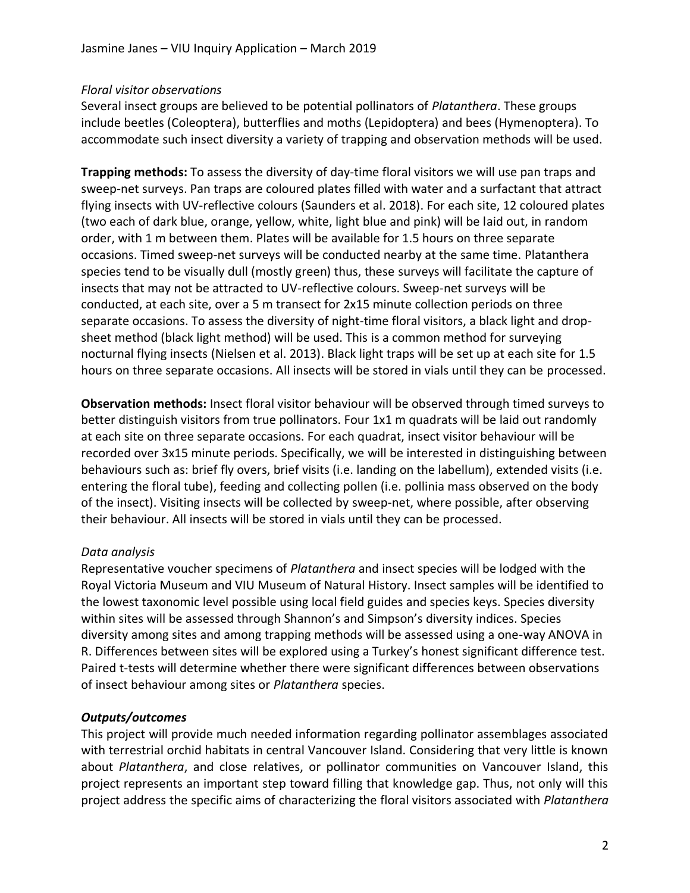*Floral visitor observations*

Several insect groups are believed to be potential pollinators of *Platanthera*. These groups include beetles (Coleoptera), butterflies and moths (Lepidoptera) and bees (Hymenoptera). To accommodate such insect diversity a variety of trapping and observation methods will be used.

**Trapping methods:** To assess the diversity of day-time floral visitors we will use pan traps and sweep-net surveys. Pan traps are coloured plates filled with water and a surfactant that attract flying insects with UV-reflective colours (Saunders et al. 2018). For each site, 12 coloured plates (two each of dark blue, orange, yellow, white, light blue and pink) will be laid out, in random order, with 1 m between them. Plates will be available for 1.5 hours on three separate occasions. Timed sweep-net surveys will be conducted nearby at the same time. Platanthera species tend to be visually dull (mostly green) thus, these surveys will facilitate the capture of insects that may not be attracted to UV-reflective colours. Sweep-net surveys will be conducted, at each site, over a 5 m transect for 2x15 minute collection periods on three separate occasions. To assess the diversity of night-time floral visitors, a black light and drop-sheet method (black light method) will be used. This is a common method for surveying nocturnal flying insects (Nielsen et al. 2013). Black light traps will be set up at each site for 1.5 hours on three separate occasions. All insects will be stored in vials until they can be processed.

**Observation methods:** Insect floral visitor behaviour will be observed through timed surveys to better distinguish visitors from true pollinators. Four 1x1 m quadrats will be laid out randomly at each site on three separate occasions. For each quadrat, insect visitor behaviour will be recorded over 3x15 minute periods. Specifically, we will be interested in distinguishing between behaviours such as: brief fly overs, brief visits (i.e. landing on the labellum), extended visits (i.e. entering the floral tube), feeding and collecting pollen (i.e. pollinia mass observed on the body of the insect). Visiting insects will be collected by sweep-net, where possible, after observing their behaviour. All insects will be stored in vials until they can be processed.

*Data analysis*

Representative voucher specimens of *Platanthera* and insect species will be lodged with the Royal Victoria Museum and VIU Museum of Natural History. Insect samples will be identified to the lowest taxonomic level possible using local field guides and species keys. Species diversity within sites will be assessed through Shannon's and Simpson's diversity indices. Species diversity among sites and among trapping methods will be assessed using a one-way ANOVA in R. Differences between sites will be explored using a Turkey's honest significant difference test. Paired t-tests will determine whether there were significant differences between observations of insect behaviour among sites or *Platanthera* species.

***Outputs/outcomes***

This project will provide much needed information regarding pollinator assemblages associated with terrestrial orchid habitats in central Vancouver Island. Considering that very little is known about *Platanthera*, and close relatives, or pollinator communities on Vancouver Island, this project represents an important step toward filling that knowledge gap. Thus, not only will this project address the specific aims of characterizing the floral visitors associated with *Platanthera*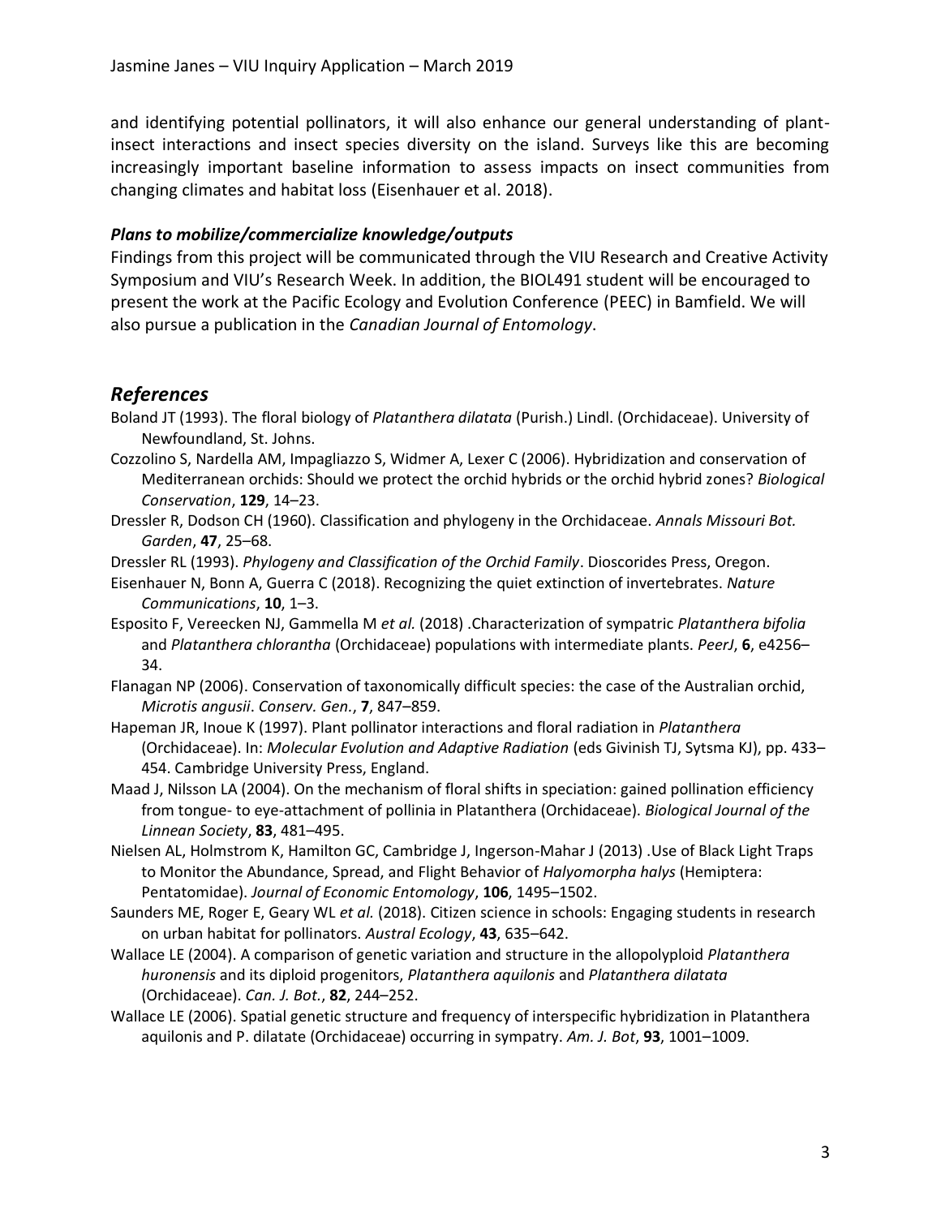and identifying potential pollinators, it will also enhance our general understanding of plant-insect interactions and insect species diversity on the island. Surveys like this are becoming increasingly important baseline information to assess impacts on insect communities from changing climates and habitat loss (Eisenhauer et al. 2018).

### *Plans to mobilize/commercialize knowledge/outputs*

Findings from this project will be communicated through the VIU Research and Creative Activity Symposium and VIU's Research Week. In addition, the BIOL491 student will be encouraged to present the work at the Pacific Ecology and Evolution Conference (PEEC) in Bamfield. We will also pursue a publication in the *Canadian Journal of Entomology*.

## *References*

Boland JT (1993). The floral biology of *Platanthera dilatata* (Purish.) Lindl. (Orchidaceae). University of Newfoundland, St. Johns.

Cozzolino S, Nardella AM, Impagliazzo S, Widmer A, Lexer C (2006). Hybridization and conservation of Mediterranean orchids: Should we protect the orchid hybrids or the orchid hybrid zones? *Biological Conservation*, **129**, 14–23.

Dressler R, Dodson CH (1960). Classification and phylogeny in the Orchidaceae. *Annals Missouri Bot. Garden*, **47**, 25–68.

Dressler RL (1993). *Phylogeny and Classification of the Orchid Family*. Dioscorides Press, Oregon.

Eisenhauer N, Bonn A, Guerra C (2018). Recognizing the quiet extinction of invertebrates. *Nature Communications*, **10**, 1–3.

Esposito F, Vereecken NJ, Gammella M *et al.* (2018) .Characterization of sympatric *Platanthera bifolia* and *Platanthera chlorantha* (Orchidaceae) populations with intermediate plants. *PeerJ*, **6**, e4256–34.

Flanagan NP (2006). Conservation of taxonomically difficult species: the case of the Australian orchid, *Microtis angusii*. *Conserv. Gen.*, **7**, 847–859.

Hapeman JR, Inoue K (1997). Plant pollinator interactions and floral radiation in *Platanthera* (Orchidaceae). In: *Molecular Evolution and Adaptive Radiation* (eds Givinish TJ, Sytsma KJ), pp. 433–454. Cambridge University Press, England.

Maad J, Nilsson LA (2004). On the mechanism of floral shifts in speciation: gained pollination efficiency from tongue- to eye-attachment of pollinia in Platanthera (Orchidaceae). *Biological Journal of the Linnean Society*, **83**, 481–495.

Nielsen AL, Holmstrom K, Hamilton GC, Cambridge J, Ingerson-Mahar J (2013) .Use of Black Light Traps to Monitor the Abundance, Spread, and Flight Behavior of *Halyomorpha halys* (Hemiptera: Pentatomidae). *Journal of Economic Entomology*, **106**, 1495–1502.

Saunders ME, Roger E, Geary WL *et al.* (2018). Citizen science in schools: Engaging students in research on urban habitat for pollinators. *Austral Ecology*, **43**, 635–642.

Wallace LE (2004). A comparison of genetic variation and structure in the allopolyploid *Platanthera huronensis* and its diploid progenitors, *Platanthera aquilonis* and *Platanthera dilatata* (Orchidaceae). *Can. J. Bot.*, **82**, 244–252.

Wallace LE (2006). Spatial genetic structure and frequency of interspecific hybridization in Platanthera aquilonis and P. dilatate (Orchidaceae) occurring in sympatry. *Am. J. Bot*, **93**, 1001–1009.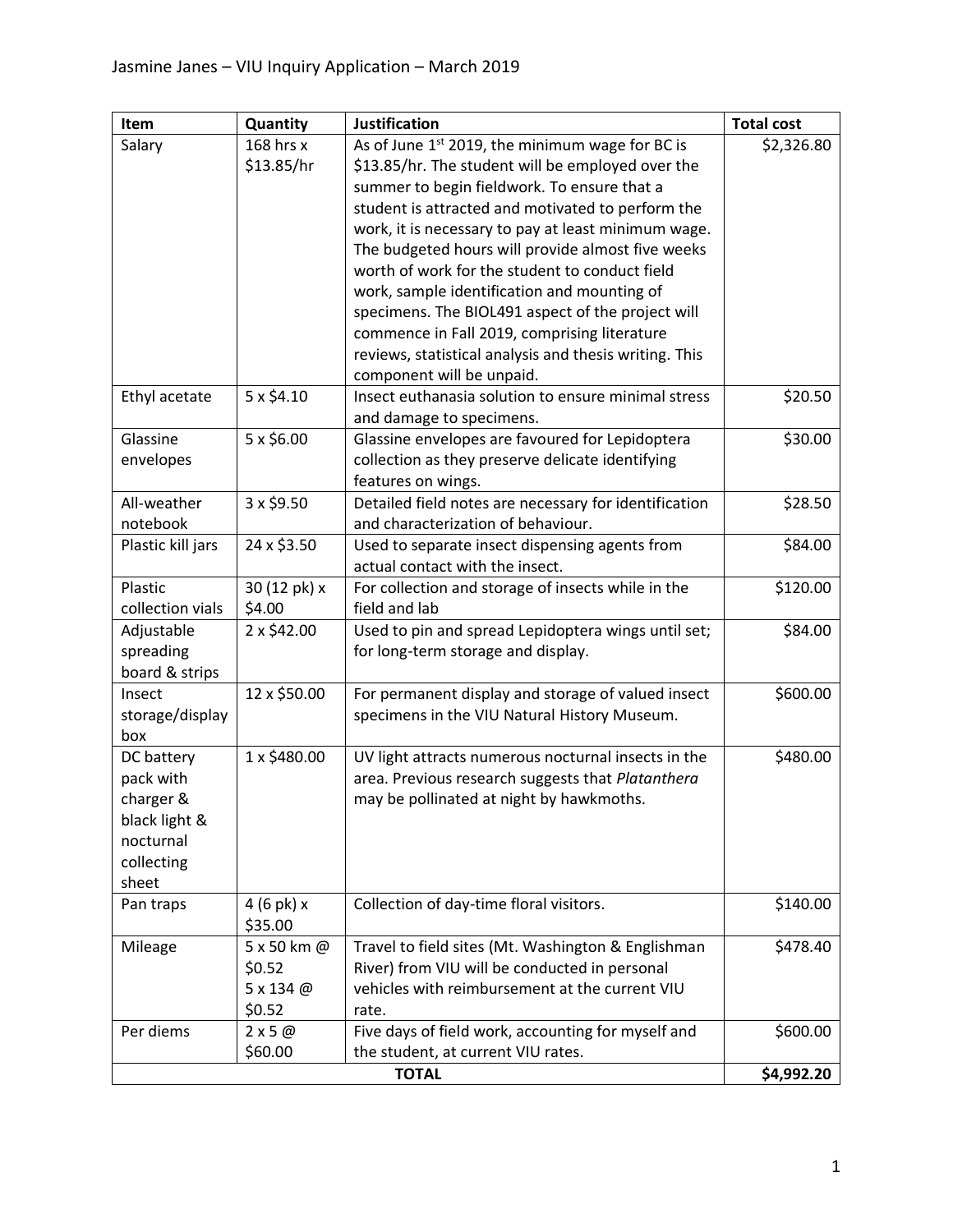| Item | Quantity | Justification | Total cost |
|---|---|---|---|
| Salary | 168 hrs x $13.85/hr | As of June 1st 2019, the minimum wage for BC is $13.85/hr. The student will be employed over the summer to begin fieldwork. To ensure that a student is attracted and motivated to perform the work, it is necessary to pay at least minimum wage. The budgeted hours will provide almost five weeks worth of work for the student to conduct field work, sample identification and mounting of specimens. The BIOL491 aspect of the project will commence in Fall 2019, comprising literature reviews, statistical analysis and thesis writing. This component will be unpaid. | $2,326.80 |
| Ethyl acetate | 5 x $4.10 | Insect euthanasia solution to ensure minimal stress and damage to specimens. | $20.50 |
| Glassine envelopes | 5 x $6.00 | Glassine envelopes are favoured for Lepidoptera collection as they preserve delicate identifying features on wings. | $30.00 |
| All-weather notebook | 3 x $9.50 | Detailed field notes are necessary for identification and characterization of behaviour. | $28.50 |
| Plastic kill jars | 24 x $3.50 | Used to separate insect dispensing agents from actual contact with the insect. | $84.00 |
| Plastic collection vials | 30 (12 pk) x $4.00 | For collection and storage of insects while in the field and lab | $120.00 |
| Adjustable spreading board & strips | 2 x $42.00 | Used to pin and spread Lepidoptera wings until set; for long-term storage and display. | $84.00 |
| Insect storage/display box | 12 x $50.00 | For permanent display and storage of valued insect specimens in the VIU Natural History Museum. | $600.00 |
| DC battery pack with charger & black light & nocturnal collecting sheet | 1 x $480.00 | UV light attracts numerous nocturnal insects in the area. Previous research suggests that *Platanthera* may be pollinated at night by hawkmoths. | $480.00 |
| Pan traps | 4 (6 pk) x $35.00 | Collection of day-time floral visitors. | $140.00 |
| Mileage | 5 x 50 km @ $0.52<br>5 x 134 @ $0.52 | Travel to field sites (Mt. Washington & Englishman River) from VIU will be conducted in personal vehicles with reimbursement at the current VIU rate. | $478.40 |
| Per diems | 2 x 5 @ $60.00 | Five days of field work, accounting for myself and the student, at current VIU rates. | $600.00 |
| **TOTAL** | | | **$4,992.20** |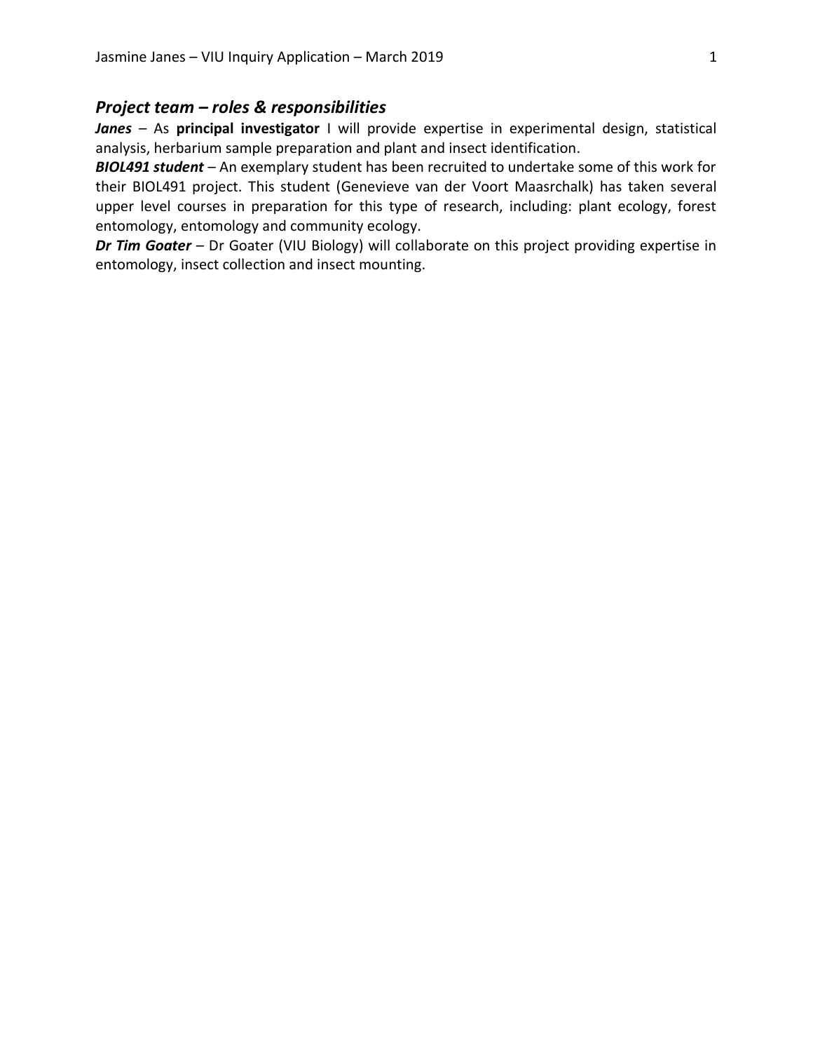### *Project team – roles & responsibilities*

***Janes*** – As **principal investigator** I will provide expertise in experimental design, statistical analysis, herbarium sample preparation and plant and insect identification.

***BIOL491 student*** – An exemplary student has been recruited to undertake some of this work for their BIOL491 project. This student (Genevieve van der Voort Maasrchalk) has taken several upper level courses in preparation for this type of research, including: plant ecology, forest entomology, entomology and community ecology.

***Dr Tim Goater*** – Dr Goater (VIU Biology) will collaborate on this project providing expertise in entomology, insect collection and insect mounting.